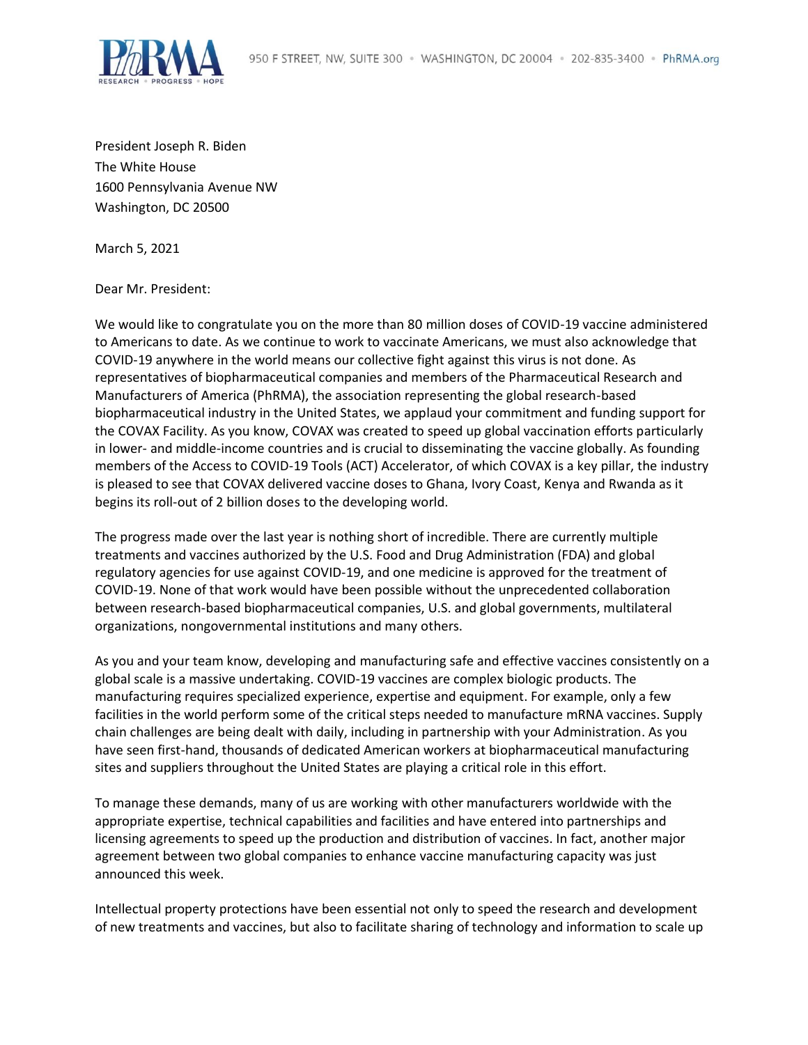950 F STREET, NW, SUITE 300 • WASHINGTON, DC 20004 • 202-835-3400 • PhRMA.org

President Joseph R. Biden
The White House
1600 Pennsylvania Avenue NW
Washington, DC 20500

March 5, 2021

Dear Mr. President:

We would like to congratulate you on the more than 80 million doses of COVID-19 vaccine administered to Americans to date. As we continue to work to vaccinate Americans, we must also acknowledge that COVID-19 anywhere in the world means our collective fight against this virus is not done. As representatives of biopharmaceutical companies and members of the Pharmaceutical Research and Manufacturers of America (PhRMA), the association representing the global research-based biopharmaceutical industry in the United States, we applaud your commitment and funding support for the COVAX Facility. As you know, COVAX was created to speed up global vaccination efforts particularly in lower- and middle-income countries and is crucial to disseminating the vaccine globally. As founding members of the Access to COVID-19 Tools (ACT) Accelerator, of which COVAX is a key pillar, the industry is pleased to see that COVAX delivered vaccine doses to Ghana, Ivory Coast, Kenya and Rwanda as it begins its roll-out of 2 billion doses to the developing world.

The progress made over the last year is nothing short of incredible. There are currently multiple treatments and vaccines authorized by the U.S. Food and Drug Administration (FDA) and global regulatory agencies for use against COVID-19, and one medicine is approved for the treatment of COVID-19. None of that work would have been possible without the unprecedented collaboration between research-based biopharmaceutical companies, U.S. and global governments, multilateral organizations, nongovernmental institutions and many others.

As you and your team know, developing and manufacturing safe and effective vaccines consistently on a global scale is a massive undertaking. COVID-19 vaccines are complex biologic products. The manufacturing requires specialized experience, expertise and equipment. For example, only a few facilities in the world perform some of the critical steps needed to manufacture mRNA vaccines. Supply chain challenges are being dealt with daily, including in partnership with your Administration. As you have seen first-hand, thousands of dedicated American workers at biopharmaceutical manufacturing sites and suppliers throughout the United States are playing a critical role in this effort.

To manage these demands, many of us are working with other manufacturers worldwide with the appropriate expertise, technical capabilities and facilities and have entered into partnerships and licensing agreements to speed up the production and distribution of vaccines. In fact, another major agreement between two global companies to enhance vaccine manufacturing capacity was just announced this week.

Intellectual property protections have been essential not only to speed the research and development of new treatments and vaccines, but also to facilitate sharing of technology and information to scale up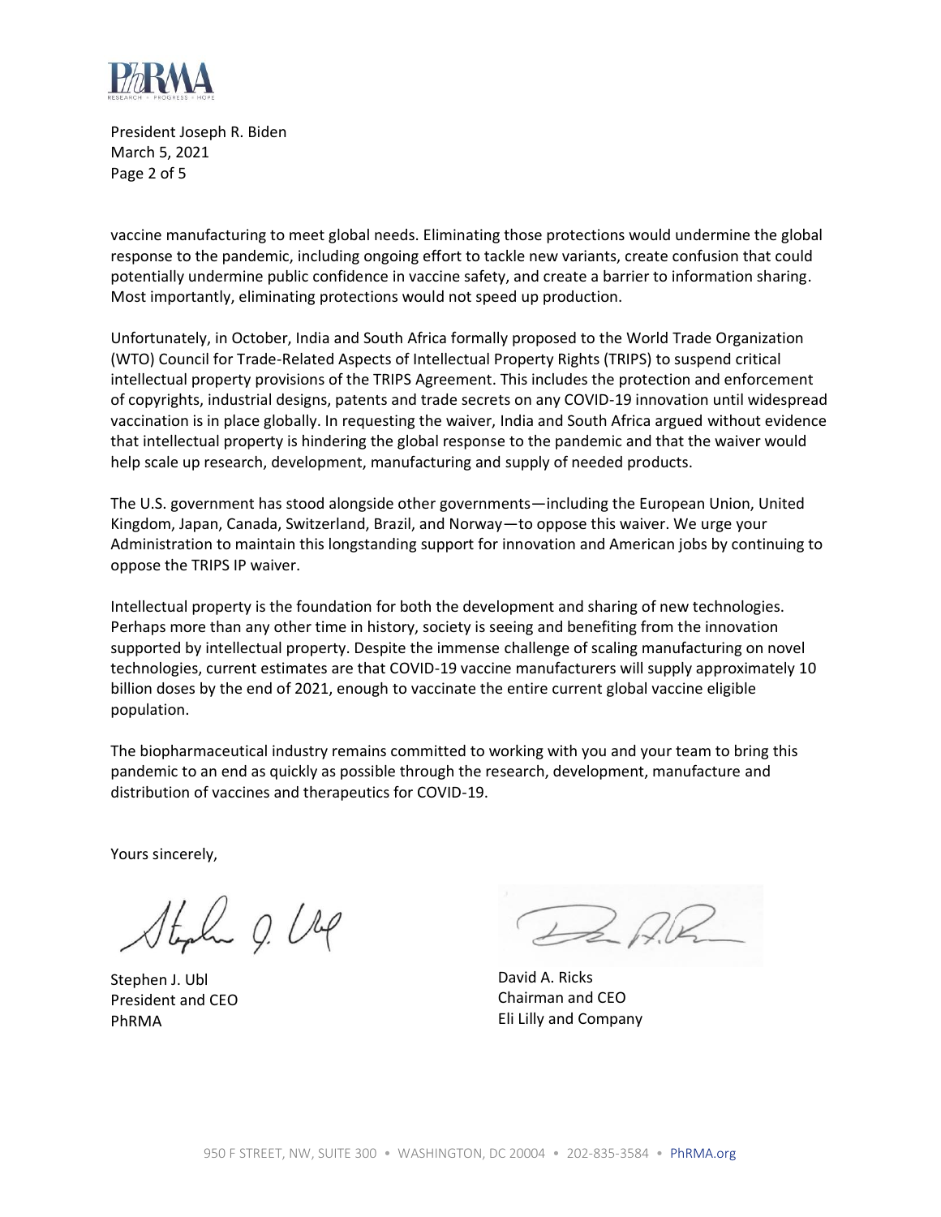vaccine manufacturing to meet global needs. Eliminating those protections would undermine the global response to the pandemic, including ongoing effort to tackle new variants, create confusion that could potentially undermine public confidence in vaccine safety, and create a barrier to information sharing. Most importantly, eliminating protections would not speed up production.

Unfortunately, in October, India and South Africa formally proposed to the World Trade Organization (WTO) Council for Trade-Related Aspects of Intellectual Property Rights (TRIPS) to suspend critical intellectual property provisions of the TRIPS Agreement. This includes the protection and enforcement of copyrights, industrial designs, patents and trade secrets on any COVID-19 innovation until widespread vaccination is in place globally. In requesting the waiver, India and South Africa argued without evidence that intellectual property is hindering the global response to the pandemic and that the waiver would help scale up research, development, manufacturing and supply of needed products.

The U.S. government has stood alongside other governments—including the European Union, United Kingdom, Japan, Canada, Switzerland, Brazil, and Norway—to oppose this waiver. We urge your Administration to maintain this longstanding support for innovation and American jobs by continuing to oppose the TRIPS IP waiver.

Intellectual property is the foundation for both the development and sharing of new technologies. Perhaps more than any other time in history, society is seeing and benefiting from the innovation supported by intellectual property. Despite the immense challenge of scaling manufacturing on novel technologies, current estimates are that COVID-19 vaccine manufacturers will supply approximately 10 billion doses by the end of 2021, enough to vaccinate the entire current global vaccine eligible population.

The biopharmaceutical industry remains committed to working with you and your team to bring this pandemic to an end as quickly as possible through the research, development, manufacture and distribution of vaccines and therapeutics for COVID-19.

Yours sincerely,

Stephen J. Ubl
President and CEO
PhRMA

David A. Ricks
Chairman and CEO
Eli Lilly and Company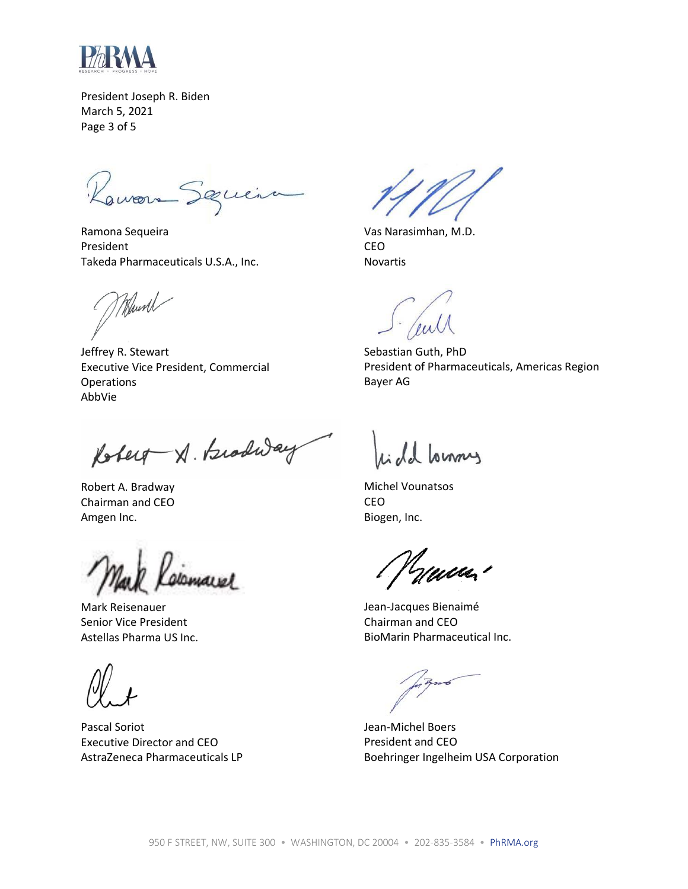Ramona Sequeira
President
Takeda Pharmaceuticals U.S.A., Inc.

Vas Narasimhan, M.D.
CEO
Novartis

Jeffrey R. Stewart
Executive Vice President, Commercial Operations
AbbVie

Sebastian Guth, PhD
President of Pharmaceuticals, Americas Region
Bayer AG

Robert A. Bradway
Chairman and CEO
Amgen Inc.

Michel Vounatsos
CEO
Biogen, Inc.

Mark Reisenauer
Senior Vice President
Astellas Pharma US Inc.

Jean-Jacques Bienaimé
Chairman and CEO
BioMarin Pharmaceutical Inc.

Pascal Soriot
Executive Director and CEO
AstraZeneca Pharmaceuticals LP

Jean-Michel Boers
President and CEO
Boehringer Ingelheim USA Corporation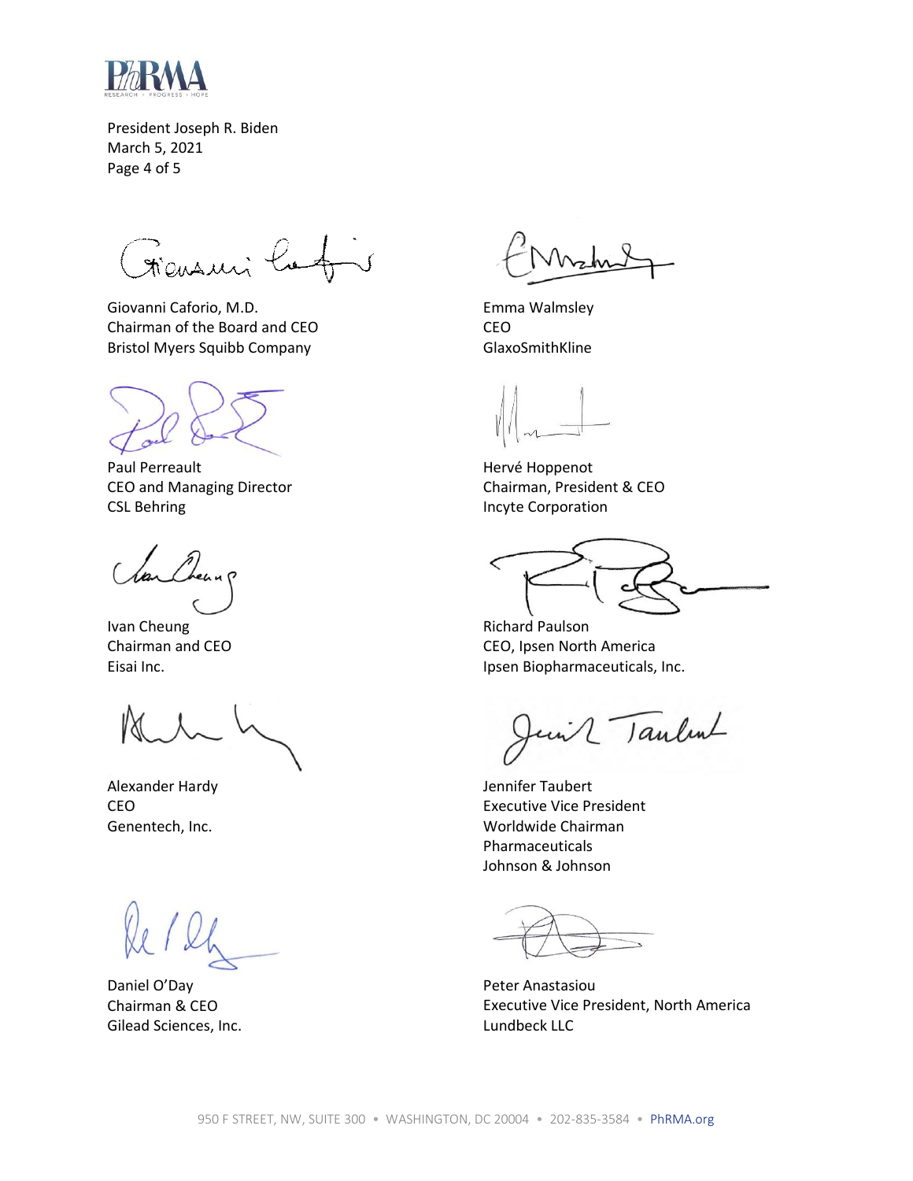Giovanni Caforio, M.D.
Chairman of the Board and CEO
Bristol Myers Squibb Company

Emma Walmsley
CEO
GlaxoSmithKline

Paul Perreault
CEO and Managing Director
CSL Behring

Hervé Hoppenot
Chairman, President & CEO
Incyte Corporation

Ivan Cheung
Chairman and CEO
Eisai Inc.

Richard Paulson
CEO, Ipsen North America
Ipsen Biopharmaceuticals, Inc.

Alexander Hardy
CEO
Genentech, Inc.

Jennifer Taubert
Executive Vice President
Worldwide Chairman
Pharmaceuticals
Johnson & Johnson

Daniel O'Day
Chairman & CEO
Gilead Sciences, Inc.

Peter Anastasiou
Executive Vice President, North America
Lundbeck LLC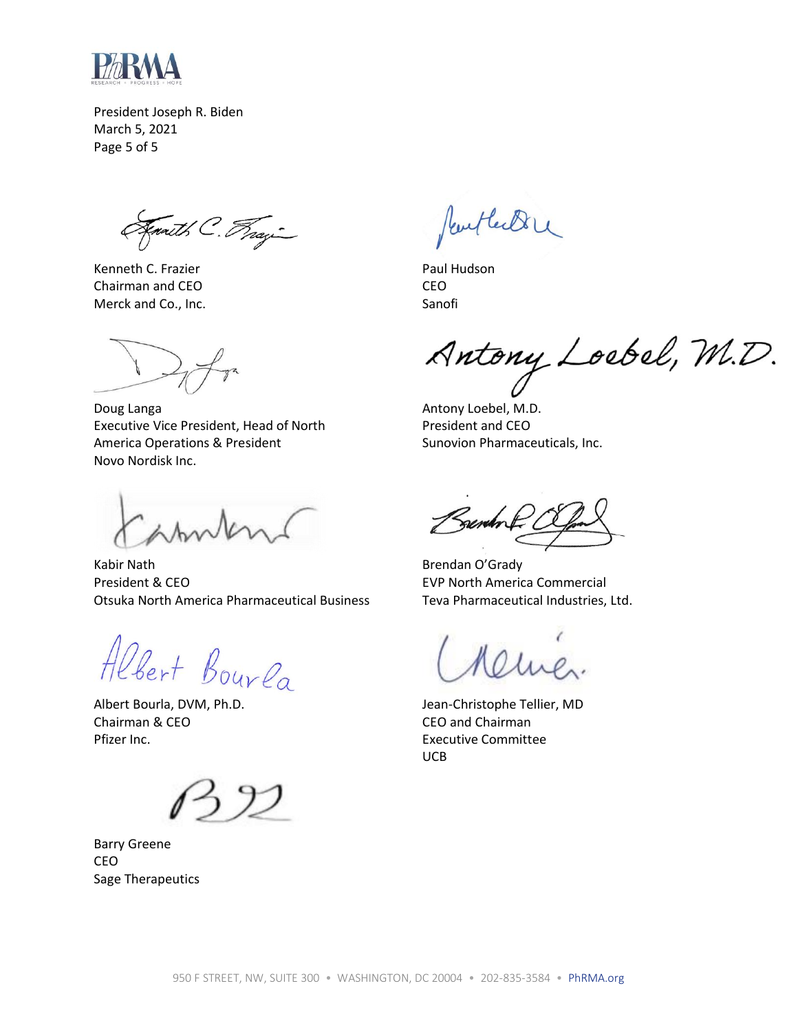President Joseph R. Biden
March 5, 2021
Page 5 of 5

Kenneth C. Frazier
Chairman and CEO
Merck and Co., Inc.

Paul Hudson
CEO
Sanofi

Doug Langa
Executive Vice President, Head of North America Operations & President
Novo Nordisk Inc.

Antony Loebel, M.D.
President and CEO
Sunovion Pharmaceuticals, Inc.

Kabir Nath
President & CEO
Otsuka North America Pharmaceutical Business

Brendan O'Grady
EVP North America Commercial
Teva Pharmaceutical Industries, Ltd.

Albert Bourla, DVM, Ph.D.
Chairman & CEO
Pfizer Inc.

Jean-Christophe Tellier, MD
CEO and Chairman
Executive Committee
UCB

Barry Greene
CEO
Sage Therapeutics